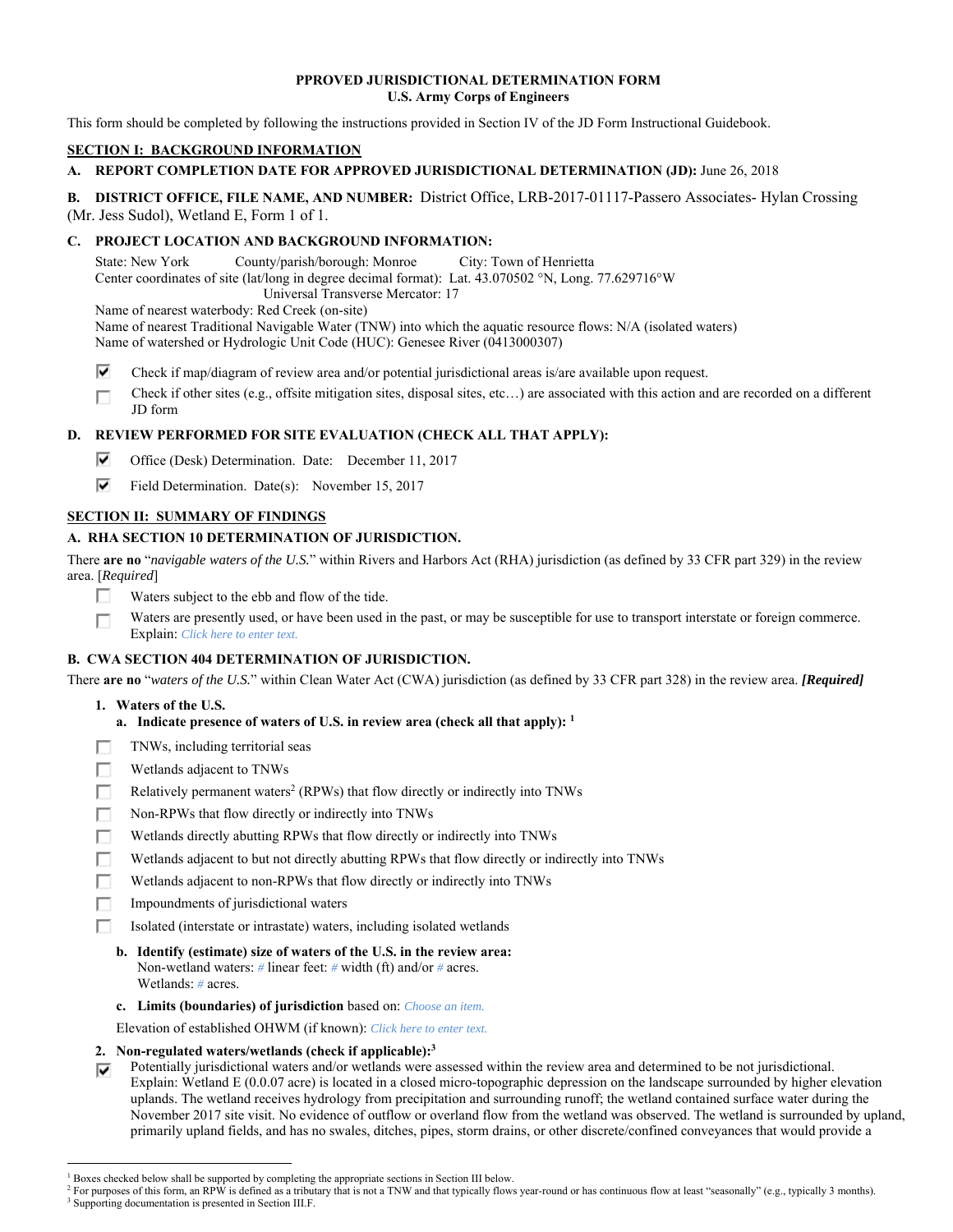**PPROVED JURISDICTIONAL DETERMINATION FORM**
**U.S. Army Corps of Engineers**

This form should be completed by following the instructions provided in Section IV of the JD Form Instructional Guidebook.

## SECTION I: BACKGROUND INFORMATION

**A. REPORT COMPLETION DATE FOR APPROVED JURISDICTIONAL DETERMINATION (JD):** June 26, 2018

**B. DISTRICT OFFICE, FILE NAME, AND NUMBER:** District Office, LRB-2017-01117-Passero Associates- Hylan Crossing (Mr. Jess Sudol), Wetland E, Form 1 of 1.

**C. PROJECT LOCATION AND BACKGROUND INFORMATION:**

State: New York County/parish/borough: Monroe City: Town of Henrietta
Center coordinates of site (lat/long in degree decimal format): Lat. 43.070502 °N, Long. 77.629716°W
Universal Transverse Mercator: 17
Name of nearest waterbody: Red Creek (on-site)
Name of nearest Traditional Navigable Water (TNW) into which the aquatic resource flows: N/A (isolated waters)
Name of watershed or Hydrologic Unit Code (HUC): Genesee River (0413000307)

- [x] Check if map/diagram of review area and/or potential jurisdictional areas is/are available upon request.
- [ ] Check if other sites (e.g., offsite mitigation sites, disposal sites, etc…) are associated with this action and are recorded on a different JD form

**D. REVIEW PERFORMED FOR SITE EVALUATION (CHECK ALL THAT APPLY):**

- [x] Office (Desk) Determination. Date: December 11, 2017
- [x] Field Determination. Date(s): November 15, 2017

## SECTION II: SUMMARY OF FINDINGS

**A. RHA SECTION 10 DETERMINATION OF JURISDICTION.**

There **are no** "*navigable waters of the U.S.*" within Rivers and Harbors Act (RHA) jurisdiction (as defined by 33 CFR part 329) in the review area. [*Required*]

- [ ] Waters subject to the ebb and flow of the tide.
- [ ] Waters are presently used, or have been used in the past, or may be susceptible for use to transport interstate or foreign commerce. Explain: *Click here to enter text.*

**B. CWA SECTION 404 DETERMINATION OF JURISDICTION.**

There **are no** "*waters of the U.S.*" within Clean Water Act (CWA) jurisdiction (as defined by 33 CFR part 328) in the review area. ***[Required]***

**1. Waters of the U.S.**

**a. Indicate presence of waters of U.S. in review area (check all that apply):** [1]

- [ ] TNWs, including territorial seas
- [ ] Wetlands adjacent to TNWs
- [ ] Relatively permanent waters[2] (RPWs) that flow directly or indirectly into TNWs
- [ ] Non-RPWs that flow directly or indirectly into TNWs
- [ ] Wetlands directly abutting RPWs that flow directly or indirectly into TNWs
- [ ] Wetlands adjacent to but not directly abutting RPWs that flow directly or indirectly into TNWs
- [ ] Wetlands adjacent to non-RPWs that flow directly or indirectly into TNWs
- [ ] Impoundments of jurisdictional waters
- [ ] Isolated (interstate or intrastate) waters, including isolated wetlands

**b. Identify (estimate) size of waters of the U.S. in the review area:**
Non-wetland waters: *#* linear feet: *#* width (ft) and/or *#* acres.
Wetlands: *#* acres.

**c. Limits (boundaries) of jurisdiction** based on: *Choose an item.*

Elevation of established OHWM (if known): *Click here to enter text.*

**2. Non-regulated waters/wetlands (check if applicable):**[3]

- [x] Potentially jurisdictional waters and/or wetlands were assessed within the review area and determined to be not jurisdictional. Explain: Wetland E (0.0.07 acre) is located in a closed micro-topographic depression on the landscape surrounded by higher elevation uplands. The wetland receives hydrology from precipitation and surrounding runoff; the wetland contained surface water during the November 2017 site visit. No evidence of outflow or overland flow from the wetland was observed. The wetland is surrounded by upland, primarily upland fields, and has no swales, ditches, pipes, storm drains, or other discrete/confined conveyances that would provide a

---

[1] Boxes checked below shall be supported by completing the appropriate sections in Section III below.
[2] For purposes of this form, an RPW is defined as a tributary that is not a TNW and that typically flows year-round or has continuous flow at least "seasonally" (e.g., typically 3 months).
[3] Supporting documentation is presented in Section III.F.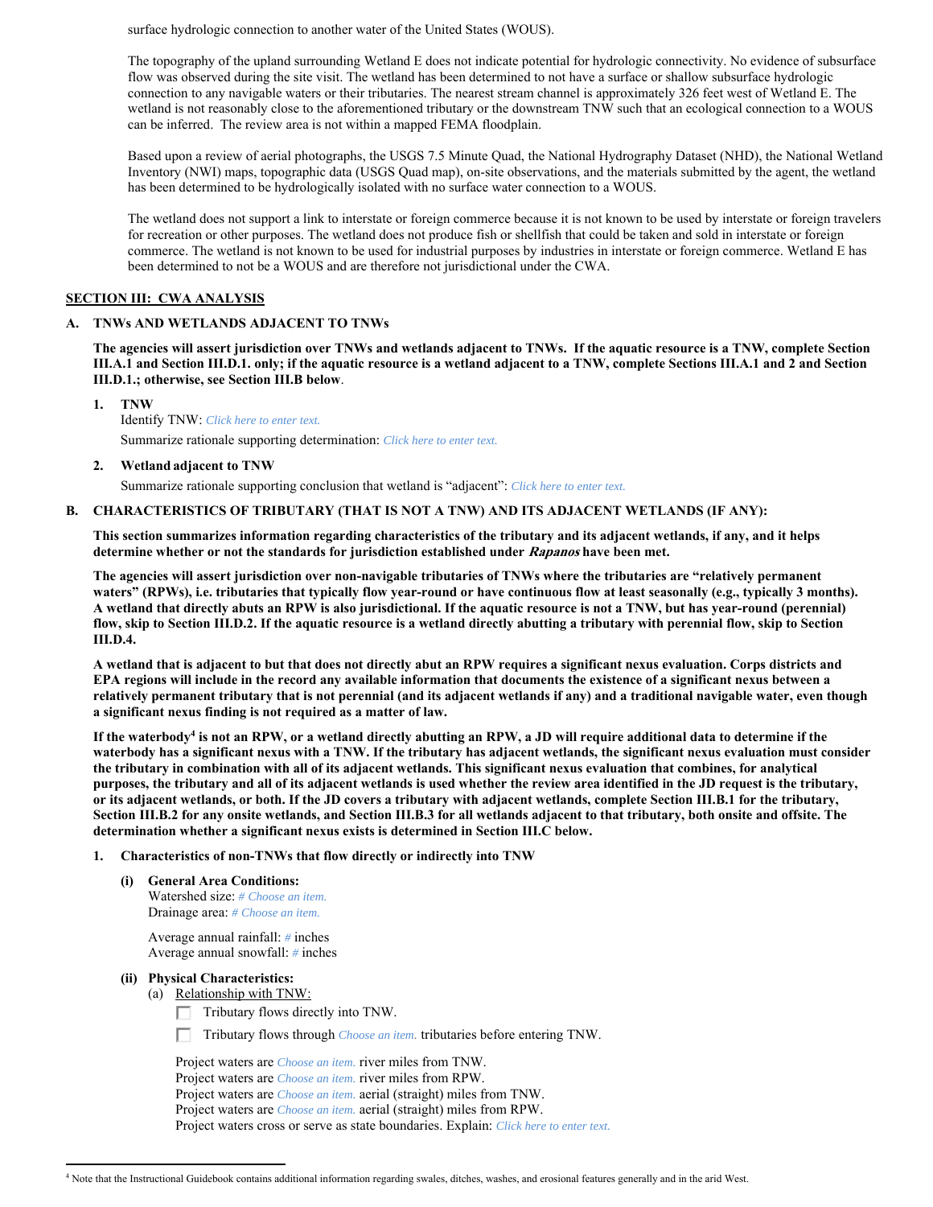surface hydrologic connection to another water of the United States (WOUS).

The topography of the upland surrounding Wetland E does not indicate potential for hydrologic connectivity. No evidence of subsurface flow was observed during the site visit. The wetland has been determined to not have a surface or shallow subsurface hydrologic connection to any navigable waters or their tributaries. The nearest stream channel is approximately 326 feet west of Wetland E. The wetland is not reasonably close to the aforementioned tributary or the downstream TNW such that an ecological connection to a WOUS can be inferred. The review area is not within a mapped FEMA floodplain.

Based upon a review of aerial photographs, the USGS 7.5 Minute Quad, the National Hydrography Dataset (NHD), the National Wetland Inventory (NWI) maps, topographic data (USGS Quad map), on-site observations, and the materials submitted by the agent, the wetland has been determined to be hydrologically isolated with no surface water connection to a WOUS.

The wetland does not support a link to interstate or foreign commerce because it is not known to be used by interstate or foreign travelers for recreation or other purposes. The wetland does not produce fish or shellfish that could be taken and sold in interstate or foreign commerce. The wetland is not known to be used for industrial purposes by industries in interstate or foreign commerce. Wetland E has been determined to not be a WOUS and are therefore not jurisdictional under the CWA.

## SECTION III: CWA ANALYSIS

### A. TNWs AND WETLANDS ADJACENT TO TNWs

**The agencies will assert jurisdiction over TNWs and wetlands adjacent to TNWs. If the aquatic resource is a TNW, complete Section III.A.1 and Section III.D.1. only; if the aquatic resource is a wetland adjacent to a TNW, complete Sections III.A.1 and 2 and Section III.D.1.; otherwise, see Section III.B below.**

**1. TNW**

Identify TNW: *Click here to enter text.*

Summarize rationale supporting determination: *Click here to enter text.*

**2. Wetland adjacent to TNW**

Summarize rationale supporting conclusion that wetland is "adjacent": *Click here to enter text.*

### B. CHARACTERISTICS OF TRIBUTARY (THAT IS NOT A TNW) AND ITS ADJACENT WETLANDS (IF ANY):

**This section summarizes information regarding characteristics of the tributary and its adjacent wetlands, if any, and it helps determine whether or not the standards for jurisdiction established under *Rapanos* have been met.**

**The agencies will assert jurisdiction over non-navigable tributaries of TNWs where the tributaries are "relatively permanent waters" (RPWs), i.e. tributaries that typically flow year-round or have continuous flow at least seasonally (e.g., typically 3 months). A wetland that directly abuts an RPW is also jurisdictional. If the aquatic resource is not a TNW, but has year-round (perennial) flow, skip to Section III.D.2. If the aquatic resource is a wetland directly abutting a tributary with perennial flow, skip to Section III.D.4.**

**A wetland that is adjacent to but that does not directly abut an RPW requires a significant nexus evaluation. Corps districts and EPA regions will include in the record any available information that documents the existence of a significant nexus between a relatively permanent tributary that is not perennial (and its adjacent wetlands if any) and a traditional navigable water, even though a significant nexus finding is not required as a matter of law.**

**If the waterbody[4] is not an RPW, or a wetland directly abutting an RPW, a JD will require additional data to determine if the waterbody has a significant nexus with a TNW. If the tributary has adjacent wetlands, the significant nexus evaluation must consider the tributary in combination with all of its adjacent wetlands. This significant nexus evaluation that combines, for analytical purposes, the tributary and all of its adjacent wetlands is used whether the review area identified in the JD request is the tributary, or its adjacent wetlands, or both. If the JD covers a tributary with adjacent wetlands, complete Section III.B.1 for the tributary, Section III.B.2 for any onsite wetlands, and Section III.B.3 for all wetlands adjacent to that tributary, both onsite and offsite. The determination whether a significant nexus exists is determined in Section III.C below.**

**1. Characteristics of non-TNWs that flow directly or indirectly into TNW**

**(i) General Area Conditions:**

Watershed size: *# Choose an item.*
Drainage area: *# Choose an item.*

Average annual rainfall: *#* inches
Average annual snowfall: *#* inches

**(ii) Physical Characteristics:**

(a) Relationship with TNW:

- ☐ Tributary flows directly into TNW.
- ☐ Tributary flows through *Choose an item.* tributaries before entering TNW.

Project waters are *Choose an item.* river miles from TNW.
Project waters are *Choose an item.* river miles from RPW.
Project waters are *Choose an item.* aerial (straight) miles from TNW.
Project waters are *Choose an item.* aerial (straight) miles from RPW.
Project waters cross or serve as state boundaries. Explain: *Click here to enter text.*

---

[4] Note that the Instructional Guidebook contains additional information regarding swales, ditches, washes, and erosional features generally and in the arid West.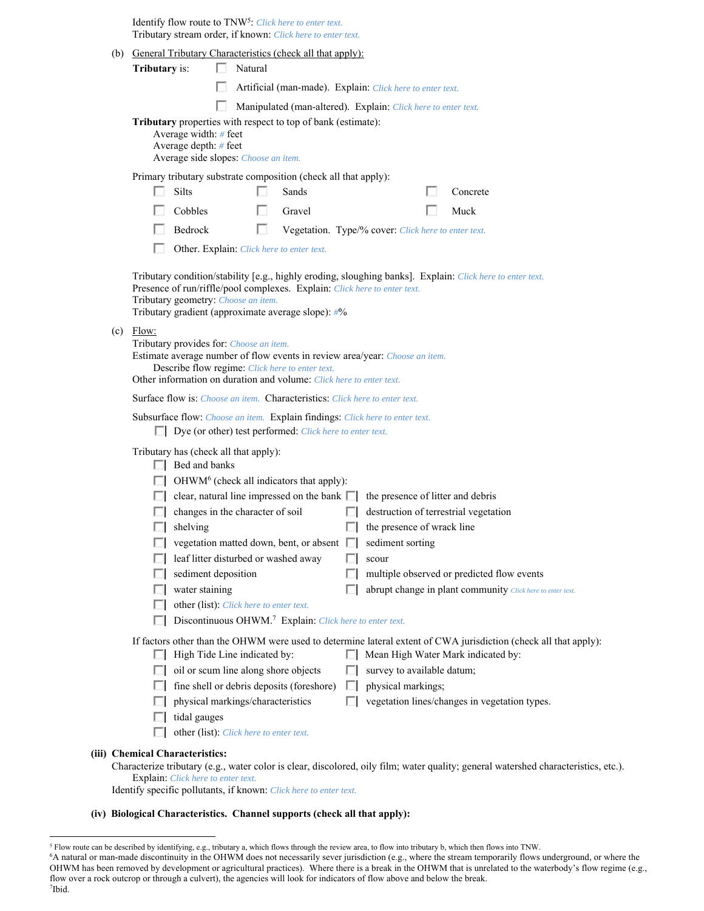Identify flow route to TNW[5]: Click here to enter text.
Tributary stream order, if known: Click here to enter text.

(b) General Tributary Characteristics (check all that apply):

**Tributary** is:
- ☐ Natural
- ☐ Artificial (man-made). Explain: Click here to enter text.
- ☐ Manipulated (man-altered). Explain: Click here to enter text.

**Tributary** properties with respect to top of bank (estimate):
- Average width: # feet
- Average depth: # feet
- Average side slopes: Choose an item.

Primary tributary substrate composition (check all that apply):

- ☐ Silts
- ☐ Sands
- ☐ Concrete
- ☐ Cobbles
- ☐ Gravel
- ☐ Muck
- ☐ Bedrock
- ☐ Vegetation. Type/% cover: Click here to enter text.
- ☐ Other. Explain: Click here to enter text.

Tributary condition/stability [e.g., highly eroding, sloughing banks]. Explain: Click here to enter text.
Presence of run/riffle/pool complexes. Explain: Click here to enter text.
Tributary geometry: Choose an item.
Tributary gradient (approximate average slope): #%

(c) Flow:

Tributary provides for: Choose an item.
Estimate average number of flow events in review area/year: Choose an item.
Describe flow regime: Click here to enter text.
Other information on duration and volume: Click here to enter text.

Surface flow is: Choose an item. Characteristics: Click here to enter text.

Subsurface flow: Choose an item. Explain findings: Click here to enter text.
- ☐ Dye (or other) test performed: Click here to enter text.

Tributary has (check all that apply):
- ☐ Bed and banks
- ☐ OHWM[6] (check all indicators that apply):
  - ☐ clear, natural line impressed on the bank
  - ☐ the presence of litter and debris
  - ☐ changes in the character of soil
  - ☐ destruction of terrestrial vegetation
  - ☐ shelving
  - ☐ the presence of wrack line
  - ☐ vegetation matted down, bent, or absent
  - ☐ sediment sorting
  - ☐ leaf litter disturbed or washed away
  - ☐ scour
  - ☐ sediment deposition
  - ☐ multiple observed or predicted flow events
  - ☐ water staining
  - ☐ abrupt change in plant community Click here to enter text.
  - ☐ other (list): Click here to enter text.
- ☐ Discontinuous OHWM.[7] Explain: Click here to enter text.

If factors other than the OHWM were used to determine lateral extent of CWA jurisdiction (check all that apply):
- ☐ High Tide Line indicated by:
  - ☐ oil or scum line along shore objects
  - ☐ fine shell or debris deposits (foreshore)
  - ☐ physical markings/characteristics
  - ☐ tidal gauges
  - ☐ other (list): Click here to enter text.
- ☐ Mean High Water Mark indicated by:
  - ☐ survey to available datum;
  - ☐ physical markings;
  - ☐ vegetation lines/changes in vegetation types.

**(iii) Chemical Characteristics:**

Characterize tributary (e.g., water color is clear, discolored, oily film; water quality; general watershed characteristics, etc.).
Explain: Click here to enter text.
Identify specific pollutants, if known: Click here to enter text.

**(iv) Biological Characteristics. Channel supports (check all that apply):**

---

[5] Flow route can be described by identifying, e.g., tributary a, which flows through the review area, to flow into tributary b, which then flows into TNW.
[6] A natural or man-made discontinuity in the OHWM does not necessarily sever jurisdiction (e.g., where the stream temporarily flows underground, or where the OHWM has been removed by development or agricultural practices). Where there is a break in the OHWM that is unrelated to the waterbody's flow regime (e.g., flow over a rock outcrop or through a culvert), the agencies will look for indicators of flow above and below the break.
[7] Ibid.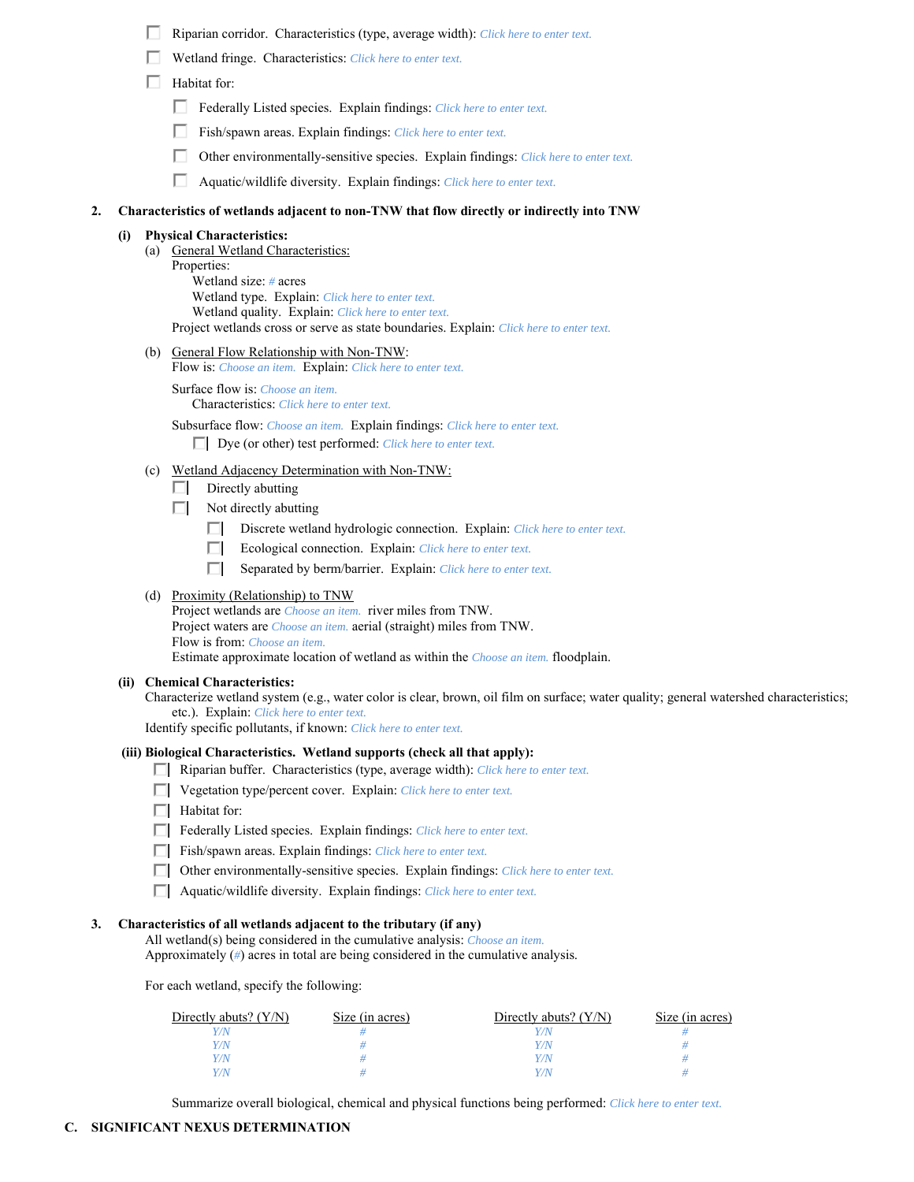- ☐ Riparian corridor. Characteristics (type, average width): *Click here to enter text.*
- ☐ Wetland fringe. Characteristics: *Click here to enter text.*
- ☐ Habitat for:
  - ☐ Federally Listed species. Explain findings: *Click here to enter text.*
  - ☐ Fish/spawn areas. Explain findings: *Click here to enter text.*
  - ☐ Other environmentally-sensitive species. Explain findings: *Click here to enter text.*
  - ☐ Aquatic/wildlife diversity. Explain findings: *Click here to enter text.*

**2. Characteristics of wetlands adjacent to non-TNW that flow directly or indirectly into TNW**

**(i) Physical Characteristics:**

(a) General Wetland Characteristics:

Properties:

Wetland size: *#* acres

Wetland type. Explain: *Click here to enter text.*

Wetland quality. Explain: *Click here to enter text.*

Project wetlands cross or serve as state boundaries. Explain: *Click here to enter text.*

(b) General Flow Relationship with Non-TNW:

Flow is: *Choose an item.* Explain: *Click here to enter text.*

Surface flow is: *Choose an item.*

Characteristics: *Click here to enter text.*

Subsurface flow: *Choose an item.* Explain findings: *Click here to enter text.*

- ☐ Dye (or other) test performed: *Click here to enter text.*

(c) Wetland Adjacency Determination with Non-TNW:

- ☐ Directly abutting
- ☐ Not directly abutting
  - ☐ Discrete wetland hydrologic connection. Explain: *Click here to enter text.*
  - ☐ Ecological connection. Explain: *Click here to enter text.*
  - ☐ Separated by berm/barrier. Explain: *Click here to enter text.*

(d) Proximity (Relationship) to TNW

Project wetlands are *Choose an item.* river miles from TNW.

Project waters are *Choose an item.* aerial (straight) miles from TNW.

Flow is from: *Choose an item.*

Estimate approximate location of wetland as within the *Choose an item.* floodplain.

**(ii) Chemical Characteristics:**

Characterize wetland system (e.g., water color is clear, brown, oil film on surface; water quality; general watershed characteristics; etc.). Explain: *Click here to enter text.*

Identify specific pollutants, if known: *Click here to enter text.*

**(iii) Biological Characteristics. Wetland supports (check all that apply):**

- ☐ Riparian buffer. Characteristics (type, average width): *Click here to enter text.*
- ☐ Vegetation type/percent cover. Explain: *Click here to enter text.*
- ☐ Habitat for:
- ☐ Federally Listed species. Explain findings: *Click here to enter text.*
- ☐ Fish/spawn areas. Explain findings: *Click here to enter text.*
- ☐ Other environmentally-sensitive species. Explain findings: *Click here to enter text.*
- ☐ Aquatic/wildlife diversity. Explain findings: *Click here to enter text.*

**3. Characteristics of all wetlands adjacent to the tributary (if any)**

All wetland(s) being considered in the cumulative analysis: *Choose an item.*

Approximately (*#*) acres in total are being considered in the cumulative analysis.

For each wetland, specify the following:

| Directly abuts? (Y/N) | Size (in acres) | Directly abuts? (Y/N) | Size (in acres) |
|---|---|---|---|
| *Y/N* | *#* | *Y/N* | *#* |
| *Y/N* | *#* | *Y/N* | *#* |
| *Y/N* | *#* | *Y/N* | *#* |
| *Y/N* | *#* | *Y/N* | *#* |

Summarize overall biological, chemical and physical functions being performed: *Click here to enter text.*

**C. SIGNIFICANT NEXUS DETERMINATION**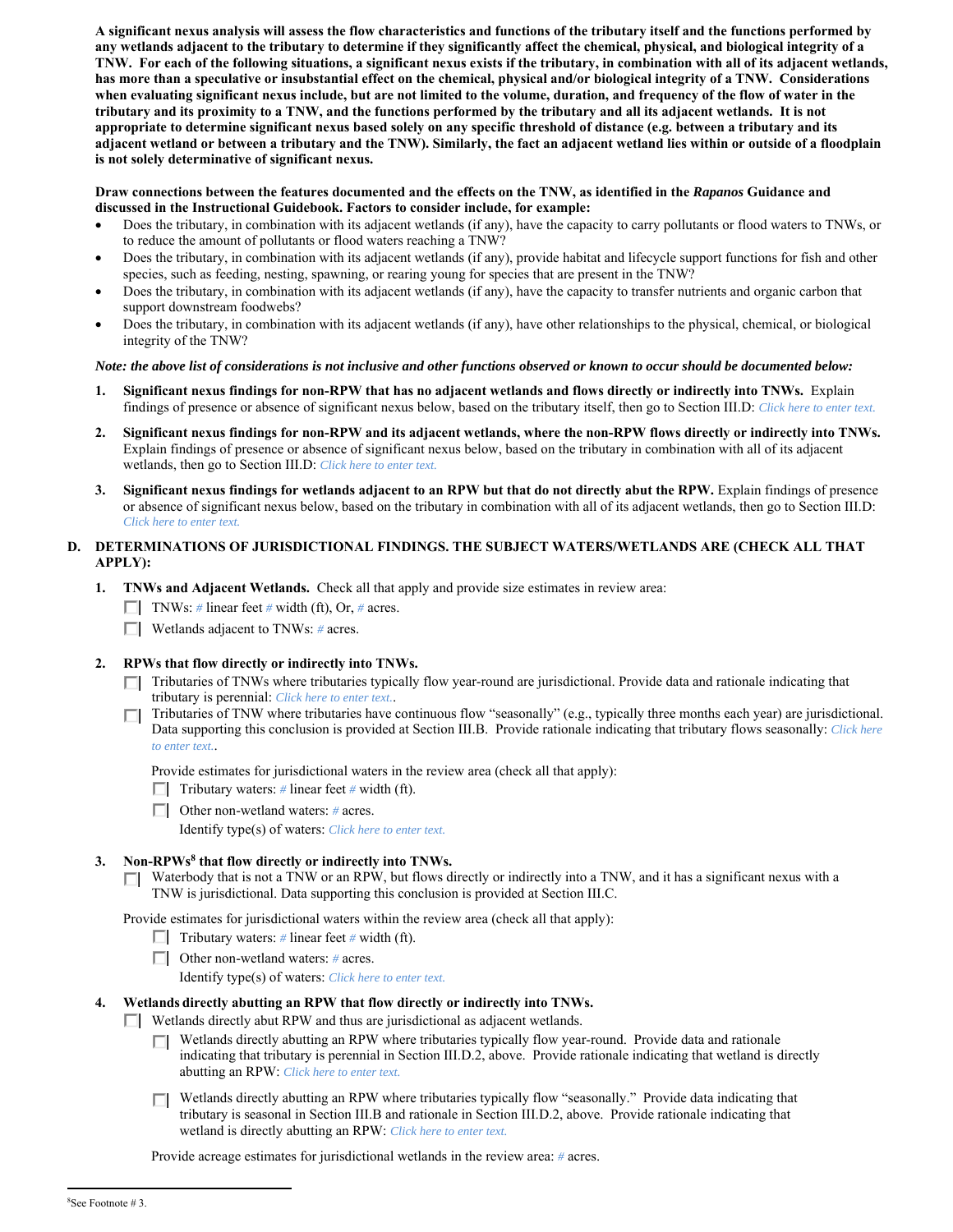**A significant nexus analysis will assess the flow characteristics and functions of the tributary itself and the functions performed by any wetlands adjacent to the tributary to determine if they significantly affect the chemical, physical, and biological integrity of a TNW. For each of the following situations, a significant nexus exists if the tributary, in combination with all of its adjacent wetlands, has more than a speculative or insubstantial effect on the chemical, physical and/or biological integrity of a TNW. Considerations when evaluating significant nexus include, but are not limited to the volume, duration, and frequency of the flow of water in the tributary and its proximity to a TNW, and the functions performed by the tributary and all its adjacent wetlands. It is not appropriate to determine significant nexus based solely on any specific threshold of distance (e.g. between a tributary and its adjacent wetland or between a tributary and the TNW). Similarly, the fact an adjacent wetland lies within or outside of a floodplain is not solely determinative of significant nexus.**

**Draw connections between the features documented and the effects on the TNW, as identified in the *Rapanos* Guidance and discussed in the Instructional Guidebook. Factors to consider include, for example:**

- Does the tributary, in combination with its adjacent wetlands (if any), have the capacity to carry pollutants or flood waters to TNWs, or to reduce the amount of pollutants or flood waters reaching a TNW?
- Does the tributary, in combination with its adjacent wetlands (if any), provide habitat and lifecycle support functions for fish and other species, such as feeding, nesting, spawning, or rearing young for species that are present in the TNW?
- Does the tributary, in combination with its adjacent wetlands (if any), have the capacity to transfer nutrients and organic carbon that support downstream foodwebs?
- Does the tributary, in combination with its adjacent wetlands (if any), have other relationships to the physical, chemical, or biological integrity of the TNW?

***Note: the above list of considerations is not inclusive and other functions observed or known to occur should be documented below:***

1. **Significant nexus findings for non-RPW that has no adjacent wetlands and flows directly or indirectly into TNWs.** Explain findings of presence or absence of significant nexus below, based on the tributary itself, then go to Section III.D: *Click here to enter text.*

2. **Significant nexus findings for non-RPW and its adjacent wetlands, where the non-RPW flows directly or indirectly into TNWs.** Explain findings of presence or absence of significant nexus below, based on the tributary in combination with all of its adjacent wetlands, then go to Section III.D: *Click here to enter text.*

3. **Significant nexus findings for wetlands adjacent to an RPW but that do not directly abut the RPW.** Explain findings of presence or absence of significant nexus below, based on the tributary in combination with all of its adjacent wetlands, then go to Section III.D: *Click here to enter text.*

**D. DETERMINATIONS OF JURISDICTIONAL FINDINGS. THE SUBJECT WATERS/WETLANDS ARE (CHECK ALL THAT APPLY):**

1. **TNWs and Adjacent Wetlands.** Check all that apply and provide size estimates in review area:
   - ☐ TNWs: # linear feet # width (ft), Or, # acres.
   - ☐ Wetlands adjacent to TNWs: # acres.

2. **RPWs that flow directly or indirectly into TNWs.**
   - ☐ Tributaries of TNWs where tributaries typically flow year-round are jurisdictional. Provide data and rationale indicating that tributary is perennial: *Click here to enter text.*.
   - ☐ Tributaries of TNW where tributaries have continuous flow "seasonally" (e.g., typically three months each year) are jurisdictional. Data supporting this conclusion is provided at Section III.B. Provide rationale indicating that tributary flows seasonally: *Click here to enter text.*.

   Provide estimates for jurisdictional waters in the review area (check all that apply):
   - ☐ Tributary waters: # linear feet # width (ft).
   - ☐ Other non-wetland waters: # acres.
     Identify type(s) of waters: *Click here to enter text.*

3. **Non-RPWs[8] that flow directly or indirectly into TNWs.**
   - ☐ Waterbody that is not a TNW or an RPW, but flows directly or indirectly into a TNW, and it has a significant nexus with a TNW is jurisdictional. Data supporting this conclusion is provided at Section III.C.

   Provide estimates for jurisdictional waters within the review area (check all that apply):
   - ☐ Tributary waters: # linear feet # width (ft).
   - ☐ Other non-wetland waters: # acres.
     Identify type(s) of waters: *Click here to enter text.*

4. **Wetlands directly abutting an RPW that flow directly or indirectly into TNWs.**
   - ☐ Wetlands directly abut RPW and thus are jurisdictional as adjacent wetlands.
     - ☐ Wetlands directly abutting an RPW where tributaries typically flow year-round. Provide data and rationale indicating that tributary is perennial in Section III.D.2, above. Provide rationale indicating that wetland is directly abutting an RPW: *Click here to enter text.*
     - ☐ Wetlands directly abutting an RPW where tributaries typically flow "seasonally." Provide data indicating that tributary is seasonal in Section III.B and rationale in Section III.D.2, above. Provide rationale indicating that wetland is directly abutting an RPW: *Click here to enter text.*

   Provide acreage estimates for jurisdictional wetlands in the review area: # acres.

---

[8] See Footnote # 3.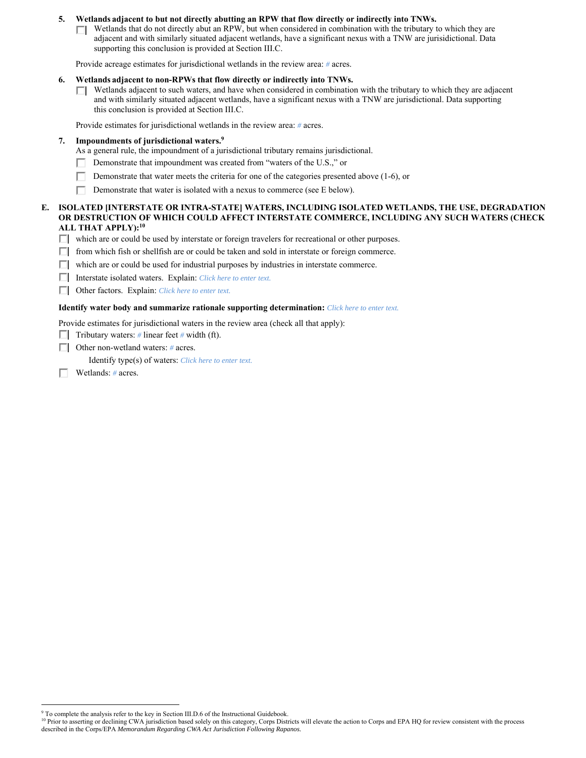5. **Wetlands adjacent to but not directly abutting an RPW that flow directly or indirectly into TNWs.**
   - ☐ Wetlands that do not directly abut an RPW, but when considered in combination with the tributary to which they are adjacent and with similarly situated adjacent wetlands, have a significant nexus with a TNW are jurisidictional. Data supporting this conclusion is provided at Section III.C.

   Provide acreage estimates for jurisdictional wetlands in the review area: *#* acres.

6. **Wetlands adjacent to non-RPWs that flow directly or indirectly into TNWs.**
   - ☐ Wetlands adjacent to such waters, and have when considered in combination with the tributary to which they are adjacent and with similarly situated adjacent wetlands, have a significant nexus with a TNW are jurisdictional. Data supporting this conclusion is provided at Section III.C.

   Provide estimates for jurisdictional wetlands in the review area: *#* acres.

7. **Impoundments of jurisdictional waters.**[9]
   As a general rule, the impoundment of a jurisdictional tributary remains jurisdictional.
   - ☐ Demonstrate that impoundment was created from "waters of the U.S.," or
   - ☐ Demonstrate that water meets the criteria for one of the categories presented above (1-6), or
   - ☐ Demonstrate that water is isolated with a nexus to commerce (see E below).

**E. ISOLATED [INTERSTATE OR INTRA-STATE] WATERS, INCLUDING ISOLATED WETLANDS, THE USE, DEGRADATION OR DESTRUCTION OF WHICH COULD AFFECT INTERSTATE COMMERCE, INCLUDING ANY SUCH WATERS (CHECK ALL THAT APPLY):**[10]

- ☐ which are or could be used by interstate or foreign travelers for recreational or other purposes.
- ☐ from which fish or shellfish are or could be taken and sold in interstate or foreign commerce.
- ☐ which are or could be used for industrial purposes by industries in interstate commerce.
- ☐ Interstate isolated waters. Explain: *Click here to enter text.*
- ☐ Other factors. Explain: *Click here to enter text.*

**Identify water body and summarize rationale supporting determination:** *Click here to enter text.*

Provide estimates for jurisdictional waters in the review area (check all that apply):
- ☐ Tributary waters: *#* linear feet *#* width (ft).
- ☐ Other non-wetland waters: *#* acres.
  Identify type(s) of waters: *Click here to enter text.*
- ☐ Wetlands: *#* acres.

---

[9] To complete the analysis refer to the key in Section III.D.6 of the Instructional Guidebook.

[10] Prior to asserting or declining CWA jurisdiction based solely on this category, Corps Districts will elevate the action to Corps and EPA HQ for review consistent with the process described in the Corps/EPA *Memorandum Regarding CWA Act Jurisdiction Following Rapanos.*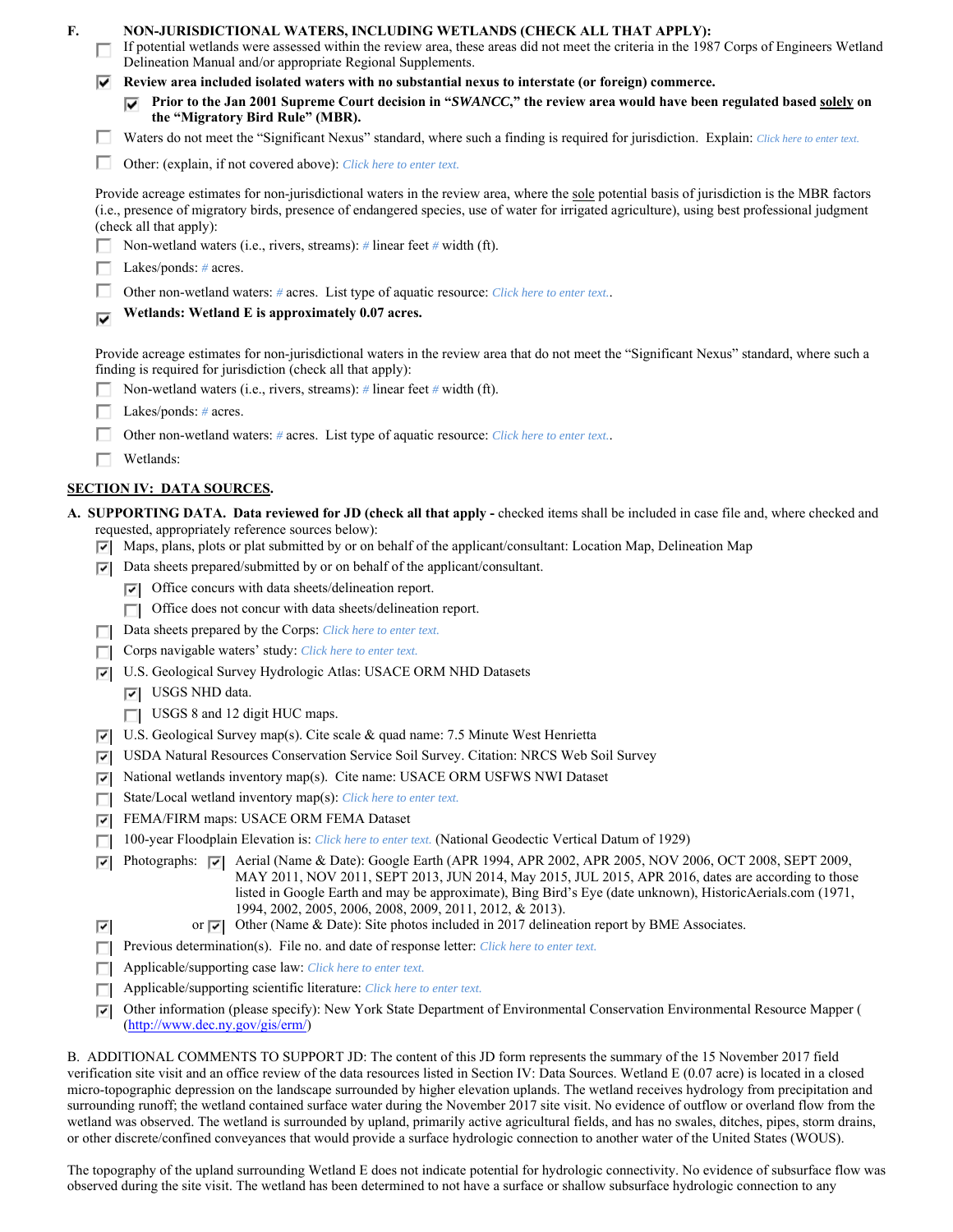**F. NON-JURISDICTIONAL WATERS, INCLUDING WETLANDS (CHECK ALL THAT APPLY):**

☐ If potential wetlands were assessed within the review area, these areas did not meet the criteria in the 1987 Corps of Engineers Wetland Delineation Manual and/or appropriate Regional Supplements.

☑ **Review area included isolated waters with no substantial nexus to interstate (or foreign) commerce.**

- ☑ **Prior to the Jan 2001 Supreme Court decision in "*SWANCC*," the review area would have been regulated based solely on the "Migratory Bird Rule" (MBR).**

☐ Waters do not meet the "Significant Nexus" standard, where such a finding is required for jurisdiction. Explain: Click here to enter text.

☐ Other: (explain, if not covered above): Click here to enter text.

Provide acreage estimates for non-jurisdictional waters in the review area, where the sole potential basis of jurisdiction is the MBR factors (i.e., presence of migratory birds, presence of endangered species, use of water for irrigated agriculture), using best professional judgment (check all that apply):

☐ Non-wetland waters (i.e., rivers, streams): # linear feet # width (ft).

☐ Lakes/ponds: # acres.

☐ Other non-wetland waters: # acres. List type of aquatic resource: Click here to enter text..

☑ **Wetlands: Wetland E is approximately 0.07 acres.**

Provide acreage estimates for non-jurisdictional waters in the review area that do not meet the "Significant Nexus" standard, where such a finding is required for jurisdiction (check all that apply):

☐ Non-wetland waters (i.e., rivers, streams): # linear feet # width (ft).

☐ Lakes/ponds: # acres.

☐ Other non-wetland waters: # acres. List type of aquatic resource: Click here to enter text..

☐ Wetlands:

## SECTION IV: DATA SOURCES.

**A. SUPPORTING DATA. Data reviewed for JD (check all that apply -** checked items shall be included in case file and, where checked and requested, appropriately reference sources below):

☑ Maps, plans, plots or plat submitted by or on behalf of the applicant/consultant: Location Map, Delineation Map

☑ Data sheets prepared/submitted by or on behalf of the applicant/consultant.

- ☑ Office concurs with data sheets/delineation report.
- ☐ Office does not concur with data sheets/delineation report.

☐ Data sheets prepared by the Corps: Click here to enter text.

☐ Corps navigable waters' study: Click here to enter text.

☑ U.S. Geological Survey Hydrologic Atlas: USACE ORM NHD Datasets

- ☑ USGS NHD data.
- ☐ USGS 8 and 12 digit HUC maps.

☑ U.S. Geological Survey map(s). Cite scale & quad name: 7.5 Minute West Henrietta

☑ USDA Natural Resources Conservation Service Soil Survey. Citation: NRCS Web Soil Survey

☑ National wetlands inventory map(s). Cite name: USACE ORM USFWS NWI Dataset

☐ State/Local wetland inventory map(s): Click here to enter text.

☑ FEMA/FIRM maps: USACE ORM FEMA Dataset

☐ 100-year Floodplain Elevation is: Click here to enter text. (National Geodectic Vertical Datum of 1929)

☑ Photographs: ☑ Aerial (Name & Date): Google Earth (APR 1994, APR 2002, APR 2005, NOV 2006, OCT 2008, SEPT 2009, MAY 2011, NOV 2011, SEPT 2013, JUN 2014, May 2015, JUL 2015, APR 2016, dates are according to those listed in Google Earth and may be approximate), Bing Bird's Eye (date unknown), HistoricAerials.com (1971, 1994, 2002, 2005, 2006, 2008, 2009, 2011, 2012, & 2013).

☑ or ☑ Other (Name & Date): Site photos included in 2017 delineation report by BME Associates.

☐ Previous determination(s). File no. and date of response letter: Click here to enter text.

☐ Applicable/supporting case law: Click here to enter text.

☐ Applicable/supporting scientific literature: Click here to enter text.

☑ Other information (please specify): New York State Department of Environmental Conservation Environmental Resource Mapper (http://www.dec.ny.gov/gis/erm/)

B. ADDITIONAL COMMENTS TO SUPPORT JD: The content of this JD form represents the summary of the 15 November 2017 field verification site visit and an office review of the data resources listed in Section IV: Data Sources. Wetland E (0.07 acre) is located in a closed micro-topographic depression on the landscape surrounded by higher elevation uplands. The wetland receives hydrology from precipitation and surrounding runoff; the wetland contained surface water during the November 2017 site visit. No evidence of outflow or overland flow from the wetland was observed. The wetland is surrounded by upland, primarily active agricultural fields, and has no swales, ditches, pipes, storm drains, or other discrete/confined conveyances that would provide a surface hydrologic connection to another water of the United States (WOUS).

The topography of the upland surrounding Wetland E does not indicate potential for hydrologic connectivity. No evidence of subsurface flow was observed during the site visit. The wetland has been determined to not have a surface or shallow subsurface hydrologic connection to any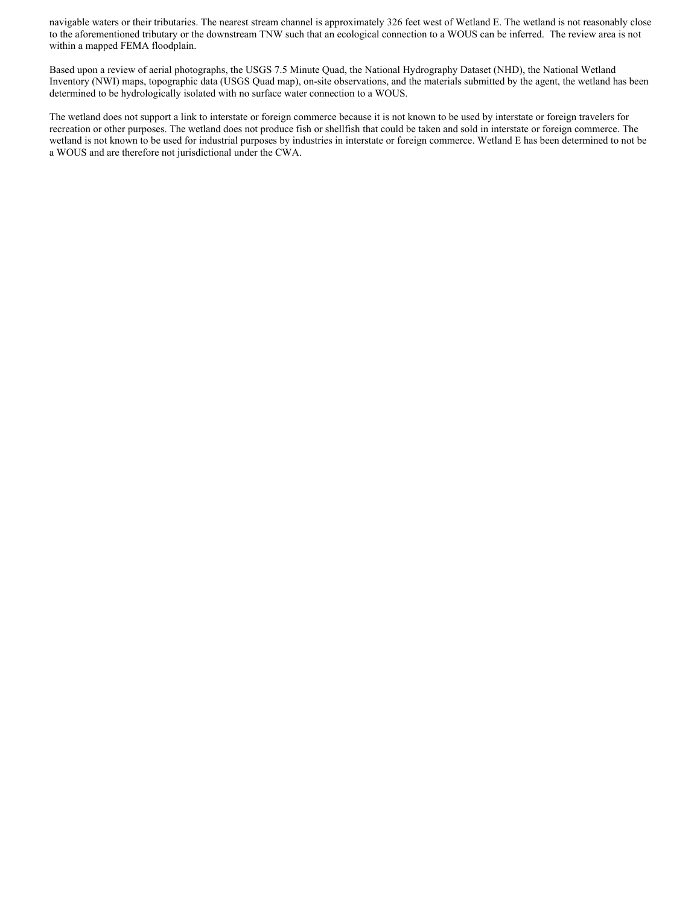navigable waters or their tributaries. The nearest stream channel is approximately 326 feet west of Wetland E. The wetland is not reasonably close to the aforementioned tributary or the downstream TNW such that an ecological connection to a WOUS can be inferred. The review area is not within a mapped FEMA floodplain.

Based upon a review of aerial photographs, the USGS 7.5 Minute Quad, the National Hydrography Dataset (NHD), the National Wetland Inventory (NWI) maps, topographic data (USGS Quad map), on-site observations, and the materials submitted by the agent, the wetland has been determined to be hydrologically isolated with no surface water connection to a WOUS.

The wetland does not support a link to interstate or foreign commerce because it is not known to be used by interstate or foreign travelers for recreation or other purposes. The wetland does not produce fish or shellfish that could be taken and sold in interstate or foreign commerce. The wetland is not known to be used for industrial purposes by industries in interstate or foreign commerce. Wetland E has been determined to not be a WOUS and are therefore not jurisdictional under the CWA.